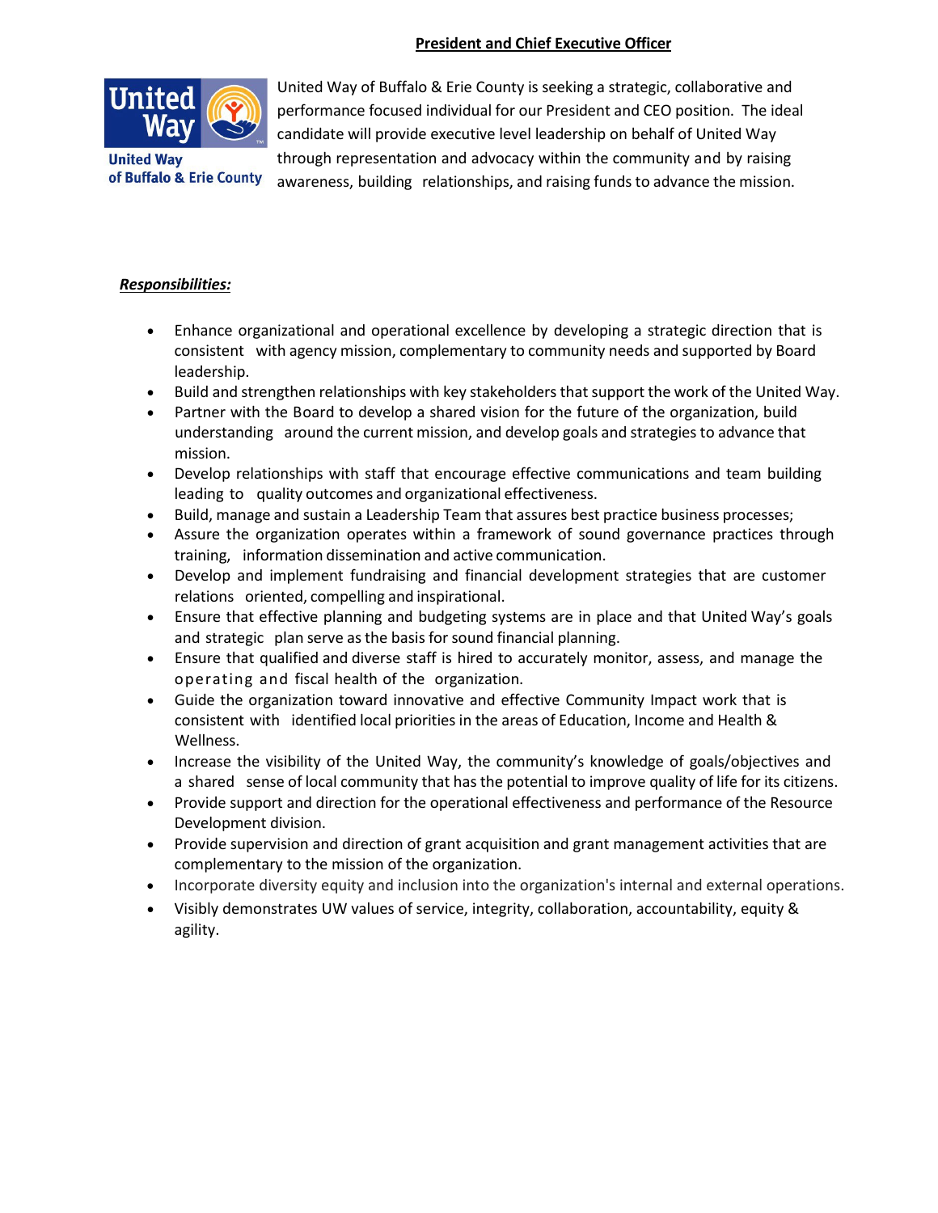## President and Chief Executive Officer

United Way of Buffalo & Erie County

United Way of Buffalo & Erie County is seeking a strategic, collaborative and performance focused individual for our President and CEO position. The ideal candidate will provide executive level leadership on behalf of United Way through representation and advocacy within the community and by raising awareness, building relationships, and raising funds to advance the mission.

***Responsibilities:***

- Enhance organizational and operational excellence by developing a strategic direction that is consistent with agency mission, complementary to community needs and supported by Board leadership.
- Build and strengthen relationships with key stakeholders that support the work of the United Way.
- Partner with the Board to develop a shared vision for the future of the organization, build understanding around the current mission, and develop goals and strategies to advance that mission.
- Develop relationships with staff that encourage effective communications and team building leading to quality outcomes and organizational effectiveness.
- Build, manage and sustain a Leadership Team that assures best practice business processes;
- Assure the organization operates within a framework of sound governance practices through training, information dissemination and active communication.
- Develop and implement fundraising and financial development strategies that are customer relations oriented, compelling and inspirational.
- Ensure that effective planning and budgeting systems are in place and that United Way's goals and strategic plan serve as the basis for sound financial planning.
- Ensure that qualified and diverse staff is hired to accurately monitor, assess, and manage the operating and fiscal health of the organization.
- Guide the organization toward innovative and effective Community Impact work that is consistent with identified local priorities in the areas of Education, Income and Health & Wellness.
- Increase the visibility of the United Way, the community's knowledge of goals/objectives and a shared sense of local community that has the potential to improve quality of life for its citizens.
- Provide support and direction for the operational effectiveness and performance of the Resource Development division.
- Provide supervision and direction of grant acquisition and grant management activities that are complementary to the mission of the organization.
- Incorporate diversity equity and inclusion into the organization's internal and external operations.
- Visibly demonstrates UW values of service, integrity, collaboration, accountability, equity & agility.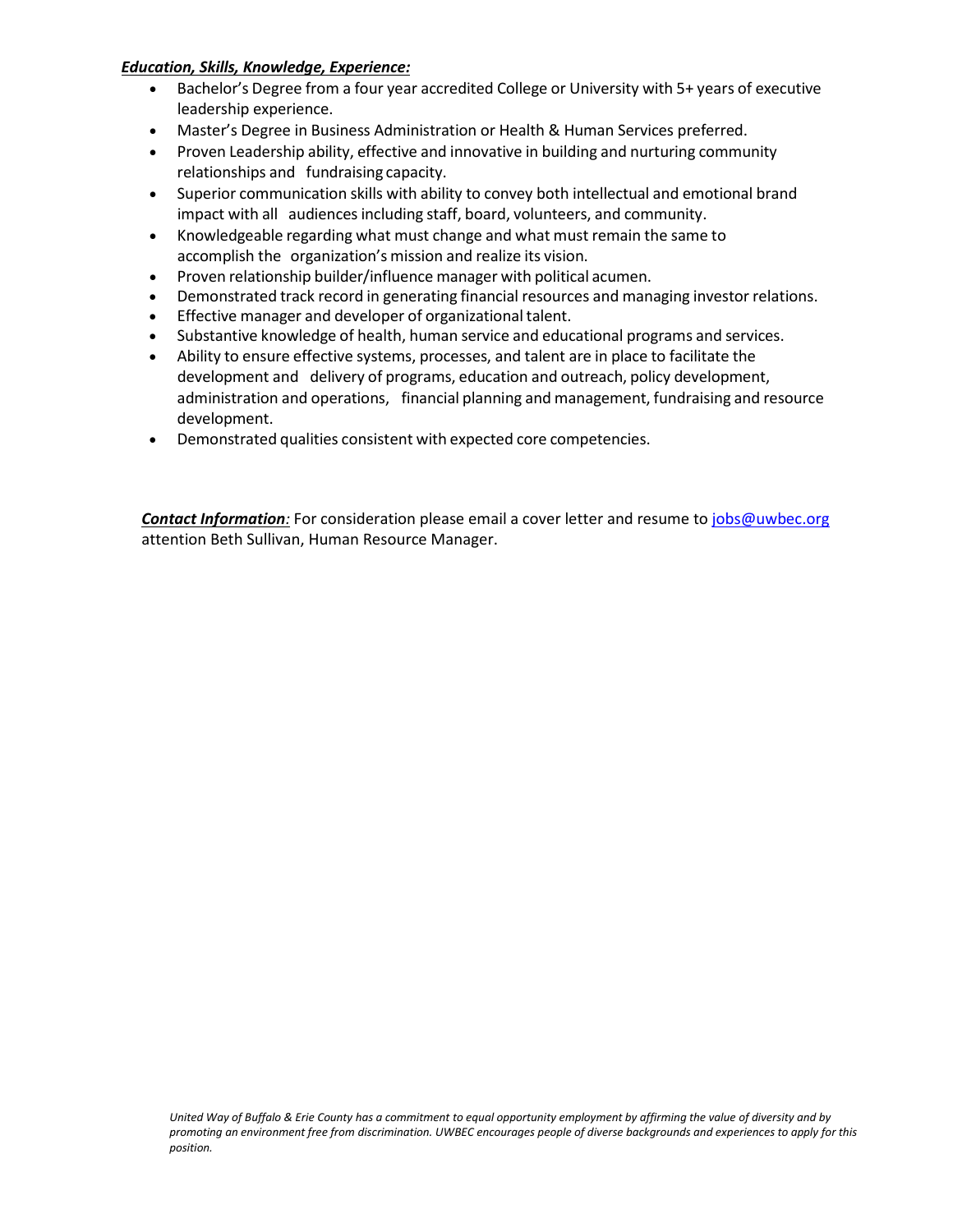***Education, Skills, Knowledge, Experience:***

- Bachelor's Degree from a four year accredited College or University with 5+ years of executive leadership experience.
- Master's Degree in Business Administration or Health & Human Services preferred.
- Proven Leadership ability, effective and innovative in building and nurturing community relationships and fundraising capacity.
- Superior communication skills with ability to convey both intellectual and emotional brand impact with all audiences including staff, board, volunteers, and community.
- Knowledgeable regarding what must change and what must remain the same to accomplish the organization's mission and realize its vision.
- Proven relationship builder/influence manager with political acumen.
- Demonstrated track record in generating financial resources and managing investor relations.
- Effective manager and developer of organizational talent.
- Substantive knowledge of health, human service and educational programs and services.
- Ability to ensure effective systems, processes, and talent are in place to facilitate the development and delivery of programs, education and outreach, policy development, administration and operations, financial planning and management, fundraising and resource development.
- Demonstrated qualities consistent with expected core competencies.

***Contact Information**:* For consideration please email a cover letter and resume to jobs@uwbec.org attention Beth Sullivan, Human Resource Manager.

*United Way of Buffalo & Erie County has a commitment to equal opportunity employment by affirming the value of diversity and by promoting an environment free from discrimination. UWBEC encourages people of diverse backgrounds and experiences to apply for this position.*